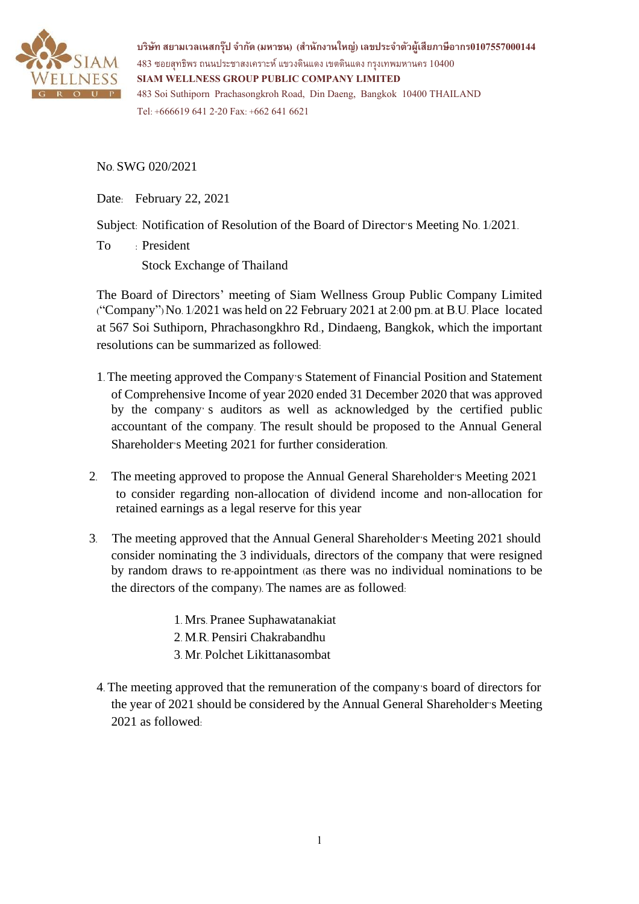บริษัท สยามเวลเนสกรุ๊ป จำกัด (มหาชน) (สำนักงานใหญ่) เลขประจำตัวผู้เสียภาษีอากร0107557000144
483 ซอยสุทธิพร ถนนประชาสงเคราะห์ แขวงดินแดง เขตดินแดง กรุงเทพมหานคร 10400
**SIAM WELLNESS GROUP PUBLIC COMPANY LIMITED**
483 Soi Suthiporn Prachasongkroh Road, Din Daeng, Bangkok 10400 THAILAND
Tel: +666619 641 2-20 Fax: +662 641 6621

No. SWG 020/2021

Date: February 22, 2021

Subject: Notification of Resolution of the Board of Director's Meeting No. 1/2021.

To : President
Stock Exchange of Thailand

The Board of Directors' meeting of Siam Wellness Group Public Company Limited ("Company") No. 1/2021 was held on 22 February 2021 at 2:00 pm. at B.U. Place located at 567 Soi Suthiporn, Phrachasongkhro Rd., Dindaeng, Bangkok, which the important resolutions can be summarized as followed:

1. The meeting approved the Company's Statement of Financial Position and Statement of Comprehensive Income of year 2020 ended 31 December 2020 that was approved by the company's auditors as well as acknowledged by the certified public accountant of the company. The result should be proposed to the Annual General Shareholder's Meeting 2021 for further consideration.

2. The meeting approved to propose the Annual General Shareholder's Meeting 2021 to consider regarding non-allocation of dividend income and non-allocation for retained earnings as a legal reserve for this year

3. The meeting approved that the Annual General Shareholder's Meeting 2021 should consider nominating the 3 individuals, directors of the company that were resigned by random draws to re-appointment (as there was no individual nominations to be the directors of the company). The names are as followed:

   1. Mrs. Pranee Suphawatanakiat
   2. M.R. Pensiri Chakrabandhu
   3. Mr. Polchet Likittanasombat

4. The meeting approved that the remuneration of the company's board of directors for the year of 2021 should be considered by the Annual General Shareholder's Meeting 2021 as followed: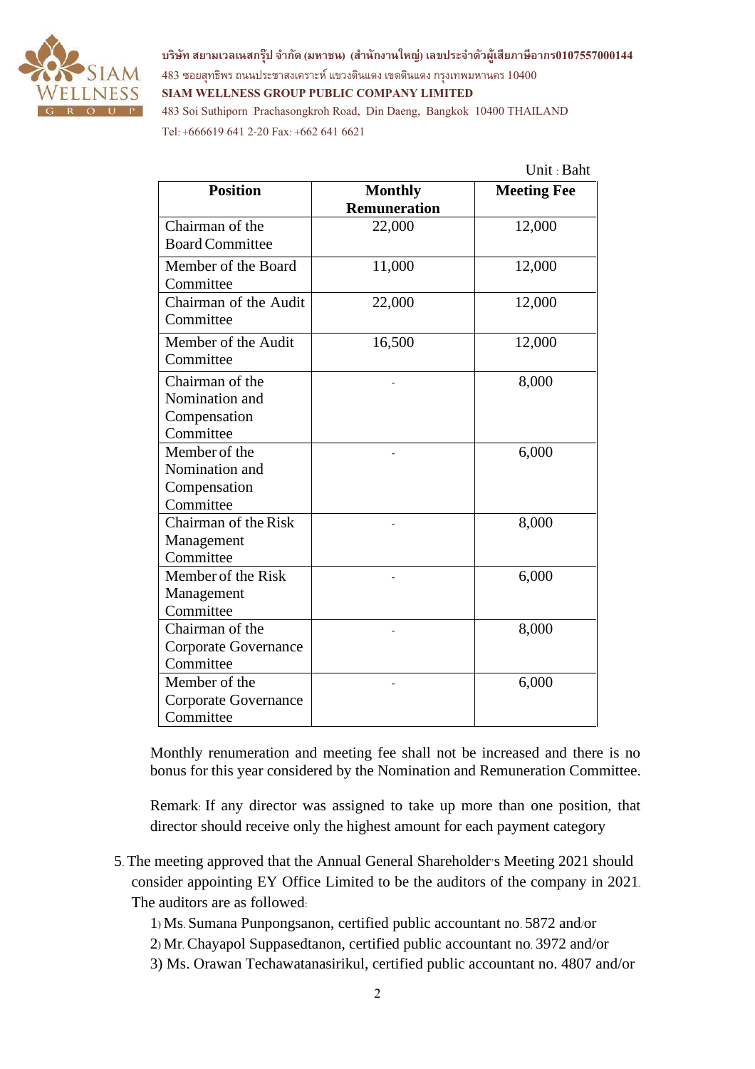Unit : Baht

| Position | Monthly Remuneration | Meeting Fee |
|---|---|---|
| Chairman of the Board Committee | 22,000 | 12,000 |
| Member of the Board Committee | 11,000 | 12,000 |
| Chairman of the Audit Committee | 22,000 | 12,000 |
| Member of the Audit Committee | 16,500 | 12,000 |
| Chairman of the Nomination and Compensation Committee | - | 8,000 |
| Member of the Nomination and Compensation Committee | - | 6,000 |
| Chairman of the Risk Management Committee | - | 8,000 |
| Member of the Risk Management Committee | - | 6,000 |
| Chairman of the Corporate Governance Committee | - | 8,000 |
| Member of the Corporate Governance Committee | - | 6,000 |

Monthly renumeration and meeting fee shall not be increased and there is no bonus for this year considered by the Nomination and Remuneration Committee.

Remark: If any director was assigned to take up more than one position, that director should receive only the highest amount for each payment category

5. The meeting approved that the Annual General Shareholder's Meeting 2021 should consider appointing EY Office Limited to be the auditors of the company in 2021. The auditors are as followed:

   1) Ms. Sumana Punpongsanon, certified public accountant no. 5872 and/or
   2) Mr. Chayapol Suppasedtanon, certified public accountant no. 3972 and/or
   3) Ms. Orawan Techawatanasirikul, certified public accountant no. 4807 and/or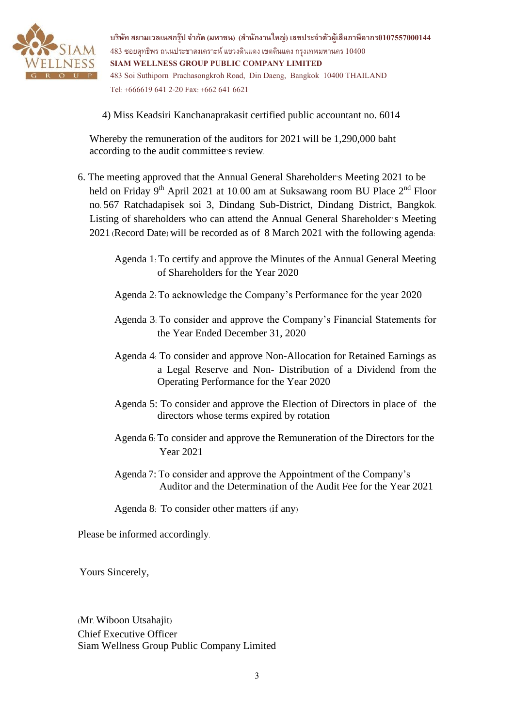4) Miss Keadsiri Kanchanaprakasit certified public accountant no. 6014

Whereby the remuneration of the auditors for 2021 will be 1,290,000 baht according to the audit committee's review.

6. The meeting approved that the Annual General Shareholder's Meeting 2021 to be held on Friday 9th April 2021 at 10.00 am at Suksawang room BU Place 2nd Floor no. 567 Ratchadapisek soi 3, Dindang Sub-District, Dindang District, Bangkok. Listing of shareholders who can attend the Annual General Shareholder's Meeting 2021 (Record Date) will be recorded as of 8 March 2021 with the following agenda:

Agenda 1: To certify and approve the Minutes of the Annual General Meeting of Shareholders for the Year 2020

Agenda 2: To acknowledge the Company's Performance for the year 2020

Agenda 3: To consider and approve the Company's Financial Statements for the Year Ended December 31, 2020

Agenda 4: To consider and approve Non-Allocation for Retained Earnings as a Legal Reserve and Non- Distribution of a Dividend from the Operating Performance for the Year 2020

Agenda 5: To consider and approve the Election of Directors in place of the directors whose terms expired by rotation

Agenda 6: To consider and approve the Remuneration of the Directors for the Year 2021

Agenda 7: To consider and approve the Appointment of the Company's Auditor and the Determination of the Audit Fee for the Year 2021

Agenda 8: To consider other matters (if any)

Please be informed accordingly.

Yours Sincerely,

(Mr. Wiboon Utsahajit)
Chief Executive Officer
Siam Wellness Group Public Company Limited